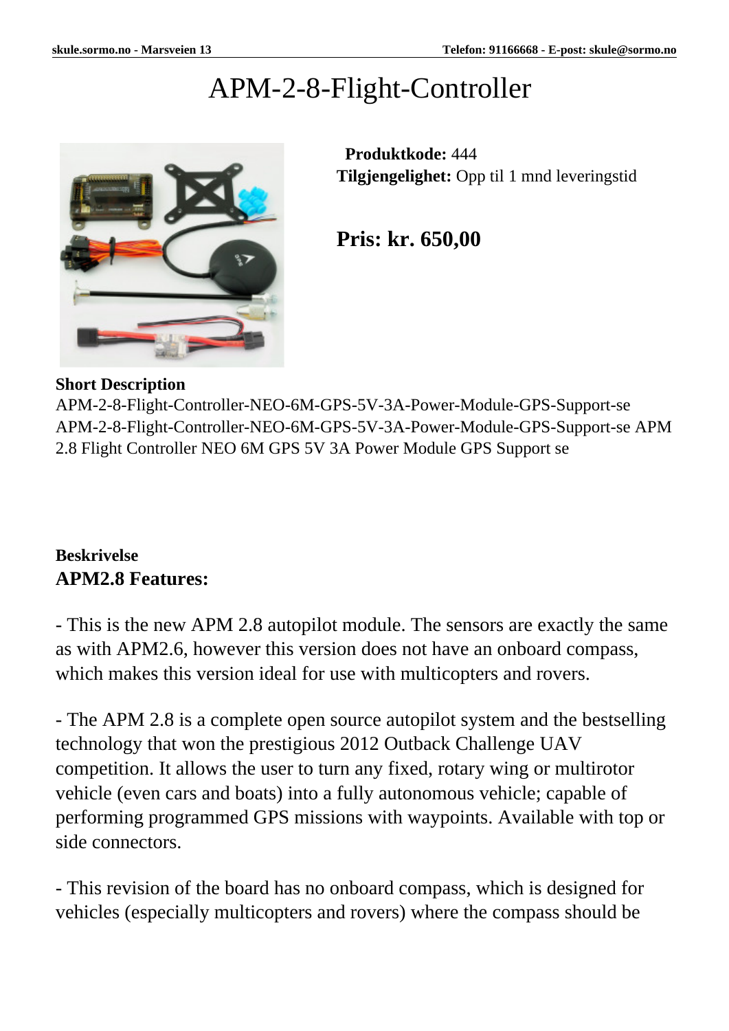# APM-2-8-Flight-Controller

**Produktkode:** 444
**Tilgjengelighet:** Opp til 1 mnd leveringstid

**Pris: kr. 650,00**

**Short Description**
APM-2-8-Flight-Controller-NEO-6M-GPS-5V-3A-Power-Module-GPS-Support-se APM-2-8-Flight-Controller-NEO-6M-GPS-5V-3A-Power-Module-GPS-Support-se APM 2.8 Flight Controller NEO 6M GPS 5V 3A Power Module GPS Support se

**Beskrivelse**

## APM2.8 Features:

- This is the new APM 2.8 autopilot module. The sensors are exactly the same as with APM2.6, however this version does not have an onboard compass, which makes this version ideal for use with multicopters and rovers.

- The APM 2.8 is a complete open source autopilot system and the bestselling technology that won the prestigious 2012 Outback Challenge UAV competition. It allows the user to turn any fixed, rotary wing or multirotor vehicle (even cars and boats) into a fully autonomous vehicle; capable of performing programmed GPS missions with waypoints. Available with top or side connectors.

- This revision of the board has no onboard compass, which is designed for vehicles (especially multicopters and rovers) where the compass should be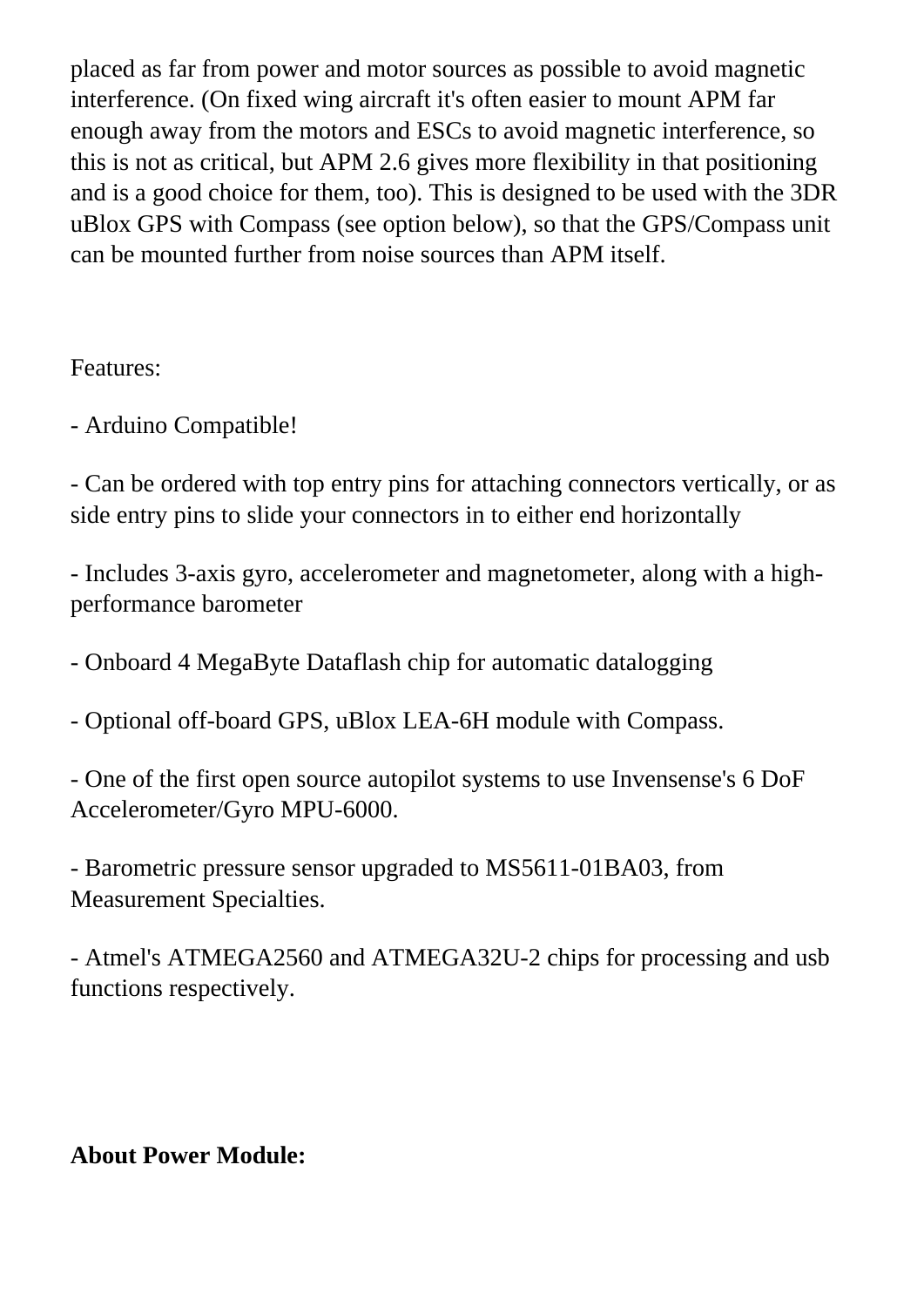placed as far from power and motor sources as possible to avoid magnetic interference. (On fixed wing aircraft it's often easier to mount APM far enough away from the motors and ESCs to avoid magnetic interference, so this is not as critical, but APM 2.6 gives more flexibility in that positioning and is a good choice for them, too). This is designed to be used with the 3DR uBlox GPS with Compass (see option below), so that the GPS/Compass unit can be mounted further from noise sources than APM itself.

Features:

- Arduino Compatible!

- Can be ordered with top entry pins for attaching connectors vertically, or as side entry pins to slide your connectors in to either end horizontally

- Includes 3-axis gyro, accelerometer and magnetometer, along with a high-performance barometer

- Onboard 4 MegaByte Dataflash chip for automatic datalogging

- Optional off-board GPS, uBlox LEA-6H module with Compass.

- One of the first open source autopilot systems to use Invensense's 6 DoF Accelerometer/Gyro MPU-6000.

- Barometric pressure sensor upgraded to MS5611-01BA03, from Measurement Specialties.

- Atmel's ATMEGA2560 and ATMEGA32U-2 chips for processing and usb functions respectively.

**About Power Module:**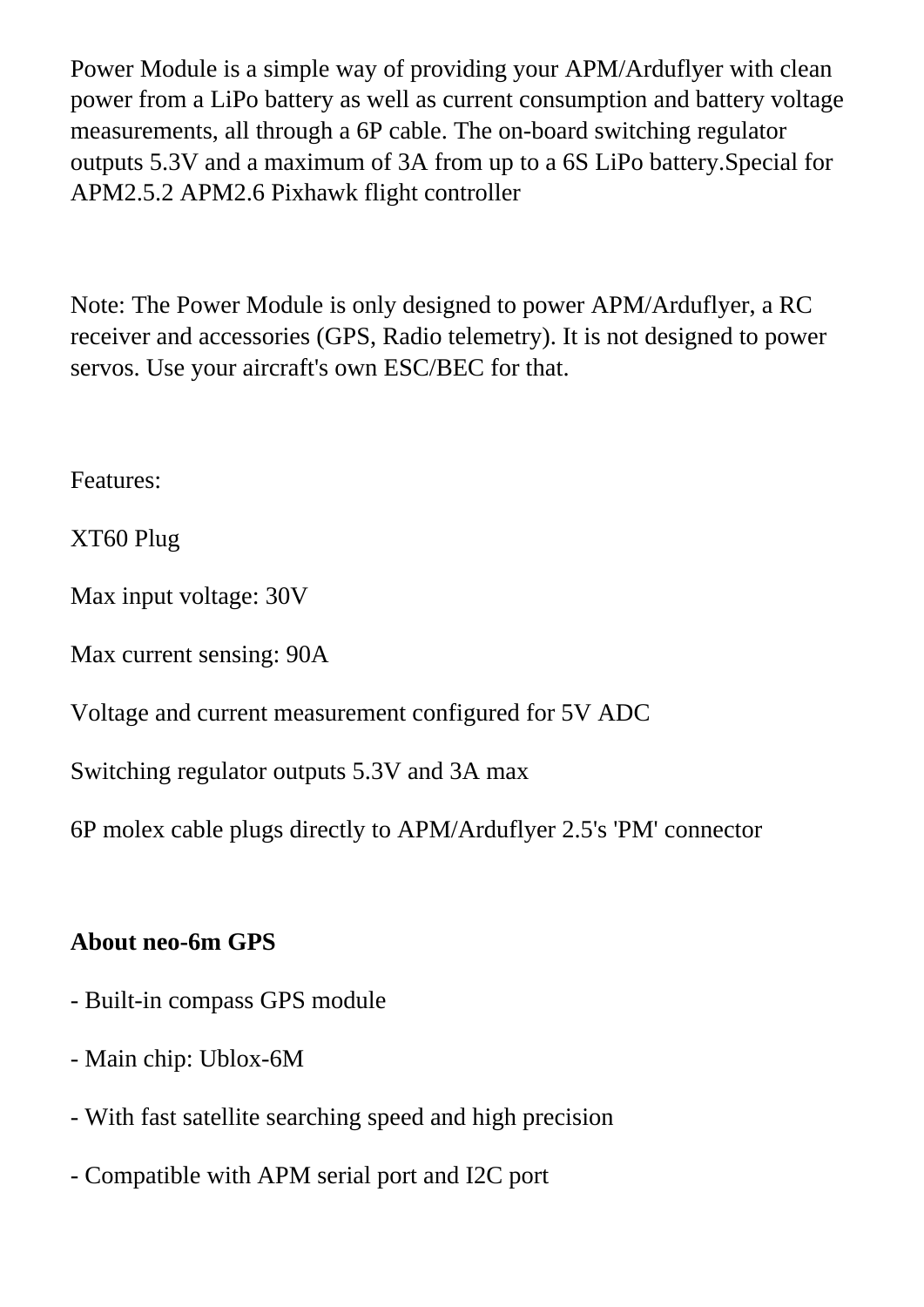Power Module is a simple way of providing your APM/Arduflyer with clean power from a LiPo battery as well as current consumption and battery voltage measurements, all through a 6P cable. The on-board switching regulator outputs 5.3V and a maximum of 3A from up to a 6S LiPo battery.Special for APM2.5.2 APM2.6 Pixhawk flight controller

Note: The Power Module is only designed to power APM/Arduflyer, a RC receiver and accessories (GPS, Radio telemetry). It is not designed to power servos. Use your aircraft's own ESC/BEC for that.

Features:

XT60 Plug

Max input voltage: 30V

Max current sensing: 90A

Voltage and current measurement configured for 5V ADC

Switching regulator outputs 5.3V and 3A max

6P molex cable plugs directly to APM/Arduflyer 2.5's 'PM' connector

**About neo-6m GPS**

- Built-in compass GPS module
- Main chip: Ublox-6M
- With fast satellite searching speed and high precision
- Compatible with APM serial port and I2C port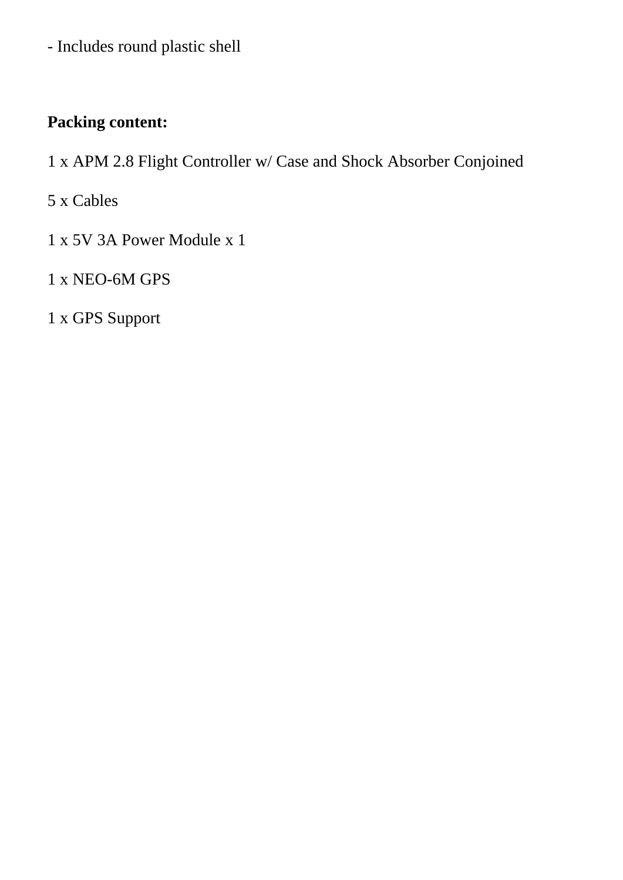- Includes round plastic shell

**Packing content:**

1 x APM 2.8 Flight Controller w/ Case and Shock Absorber Conjoined

5 x Cables

1 x 5V 3A Power Module x 1

1 x NEO-6M GPS

1 x GPS Support